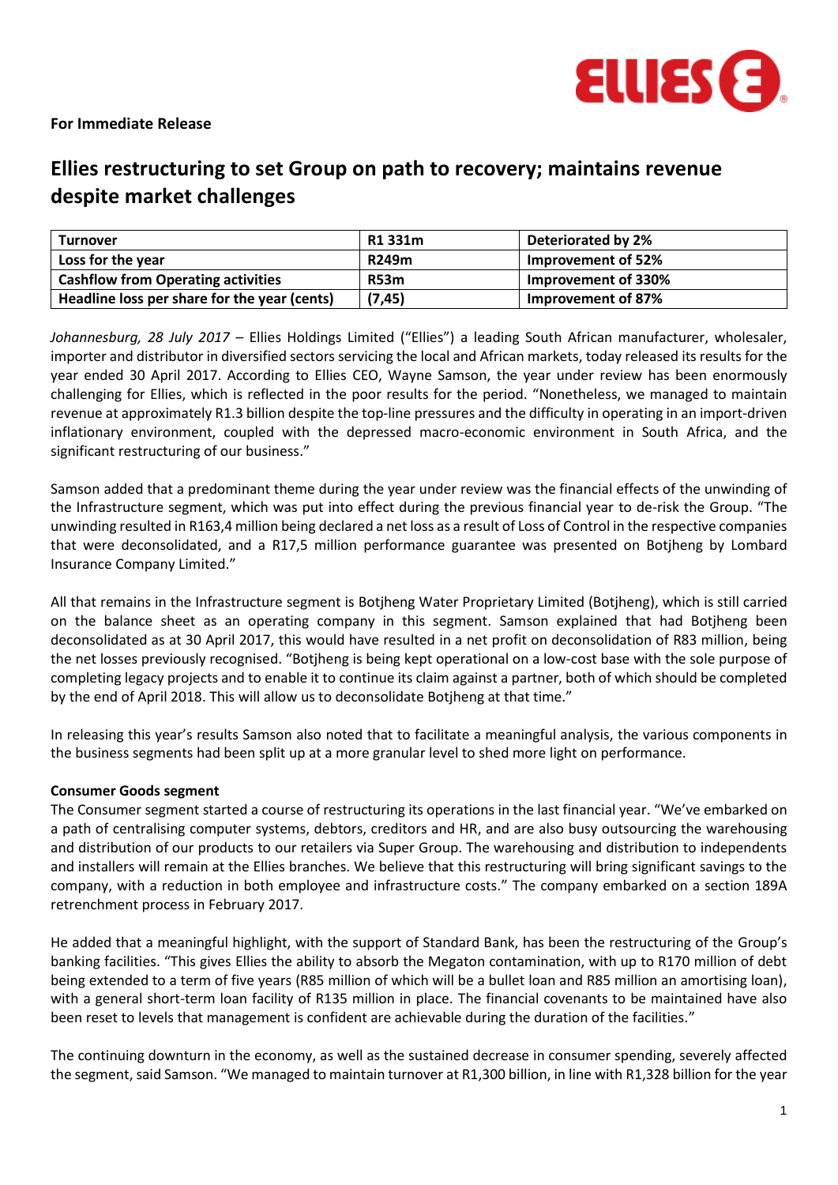**For Immediate Release**

# Ellies restructuring to set Group on path to recovery; maintains revenue despite market challenges

| Turnover | R1 331m | Deteriorated by 2% |
|---|---|---|
| Loss for the year | R249m | Improvement of 52% |
| Cashflow from Operating activities | R53m | Improvement of 330% |
| Headline loss per share for the year (cents) | (7,45) | Improvement of 87% |

*Johannesburg, 28 July 2017* – Ellies Holdings Limited ("Ellies") a leading South African manufacturer, wholesaler, importer and distributor in diversified sectors servicing the local and African markets, today released its results for the year ended 30 April 2017. According to Ellies CEO, Wayne Samson, the year under review has been enormously challenging for Ellies, which is reflected in the poor results for the period. "Nonetheless, we managed to maintain revenue at approximately R1.3 billion despite the top-line pressures and the difficulty in operating in an import-driven inflationary environment, coupled with the depressed macro-economic environment in South Africa, and the significant restructuring of our business."

Samson added that a predominant theme during the year under review was the financial effects of the unwinding of the Infrastructure segment, which was put into effect during the previous financial year to de-risk the Group. "The unwinding resulted in R163,4 million being declared a net loss as a result of Loss of Control in the respective companies that were deconsolidated, and a R17,5 million performance guarantee was presented on Botjheng by Lombard Insurance Company Limited."

All that remains in the Infrastructure segment is Botjheng Water Proprietary Limited (Botjheng), which is still carried on the balance sheet as an operating company in this segment. Samson explained that had Botjheng been deconsolidated as at 30 April 2017, this would have resulted in a net profit on deconsolidation of R83 million, being the net losses previously recognised. "Botjheng is being kept operational on a low-cost base with the sole purpose of completing legacy projects and to enable it to continue its claim against a partner, both of which should be completed by the end of April 2018. This will allow us to deconsolidate Botjheng at that time."

In releasing this year's results Samson also noted that to facilitate a meaningful analysis, the various components in the business segments had been split up at a more granular level to shed more light on performance.

**Consumer Goods segment**

The Consumer segment started a course of restructuring its operations in the last financial year. "We've embarked on a path of centralising computer systems, debtors, creditors and HR, and are also busy outsourcing the warehousing and distribution of our products to our retailers via Super Group. The warehousing and distribution to independents and installers will remain at the Ellies branches. We believe that this restructuring will bring significant savings to the company, with a reduction in both employee and infrastructure costs." The company embarked on a section 189A retrenchment process in February 2017.

He added that a meaningful highlight, with the support of Standard Bank, has been the restructuring of the Group's banking facilities. "This gives Ellies the ability to absorb the Megaton contamination, with up to R170 million of debt being extended to a term of five years (R85 million of which will be a bullet loan and R85 million an amortising loan), with a general short-term loan facility of R135 million in place. The financial covenants to be maintained have also been reset to levels that management is confident are achievable during the duration of the facilities."

The continuing downturn in the economy, as well as the sustained decrease in consumer spending, severely affected the segment, said Samson. "We managed to maintain turnover at R1,300 billion, in line with R1,328 billion for the year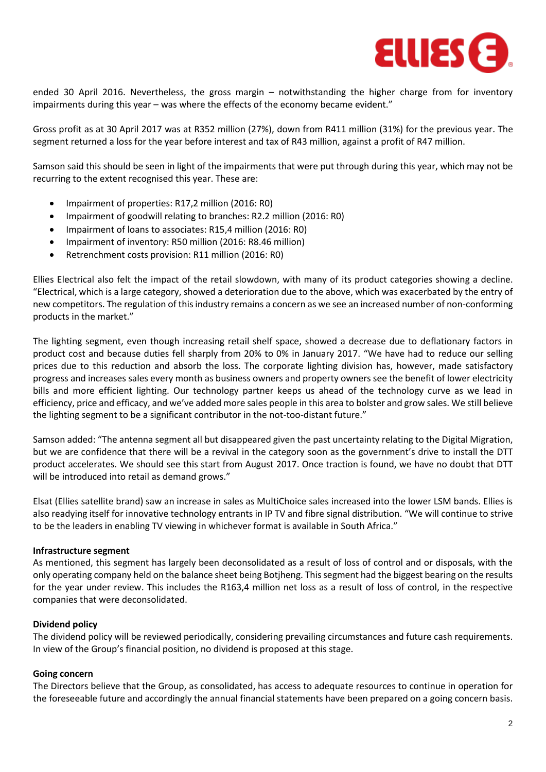ended 30 April 2016. Nevertheless, the gross margin – notwithstanding the higher charge from for inventory impairments during this year – was where the effects of the economy became evident."

Gross profit as at 30 April 2017 was at R352 million (27%), down from R411 million (31%) for the previous year. The segment returned a loss for the year before interest and tax of R43 million, against a profit of R47 million.

Samson said this should be seen in light of the impairments that were put through during this year, which may not be recurring to the extent recognised this year. These are:

- Impairment of properties: R17,2 million (2016: R0)
- Impairment of goodwill relating to branches: R2.2 million (2016: R0)
- Impairment of loans to associates: R15,4 million (2016: R0)
- Impairment of inventory: R50 million (2016: R8.46 million)
- Retrenchment costs provision: R11 million (2016: R0)

Ellies Electrical also felt the impact of the retail slowdown, with many of its product categories showing a decline. "Electrical, which is a large category, showed a deterioration due to the above, which was exacerbated by the entry of new competitors. The regulation of this industry remains a concern as we see an increased number of non-conforming products in the market."

The lighting segment, even though increasing retail shelf space, showed a decrease due to deflationary factors in product cost and because duties fell sharply from 20% to 0% in January 2017. "We have had to reduce our selling prices due to this reduction and absorb the loss. The corporate lighting division has, however, made satisfactory progress and increases sales every month as business owners and property owners see the benefit of lower electricity bills and more efficient lighting. Our technology partner keeps us ahead of the technology curve as we lead in efficiency, price and efficacy, and we've added more sales people in this area to bolster and grow sales. We still believe the lighting segment to be a significant contributor in the not-too-distant future."

Samson added: "The antenna segment all but disappeared given the past uncertainty relating to the Digital Migration, but we are confidence that there will be a revival in the category soon as the government's drive to install the DTT product accelerates. We should see this start from August 2017. Once traction is found, we have no doubt that DTT will be introduced into retail as demand grows."

Elsat (Ellies satellite brand) saw an increase in sales as MultiChoice sales increased into the lower LSM bands. Ellies is also readying itself for innovative technology entrants in IP TV and fibre signal distribution. "We will continue to strive to be the leaders in enabling TV viewing in whichever format is available in South Africa."

**Infrastructure segment**

As mentioned, this segment has largely been deconsolidated as a result of loss of control and or disposals, with the only operating company held on the balance sheet being Botjheng. This segment had the biggest bearing on the results for the year under review. This includes the R163,4 million net loss as a result of loss of control, in the respective companies that were deconsolidated.

**Dividend policy**

The dividend policy will be reviewed periodically, considering prevailing circumstances and future cash requirements. In view of the Group's financial position, no dividend is proposed at this stage.

**Going concern**

The Directors believe that the Group, as consolidated, has access to adequate resources to continue in operation for the foreseeable future and accordingly the annual financial statements have been prepared on a going concern basis.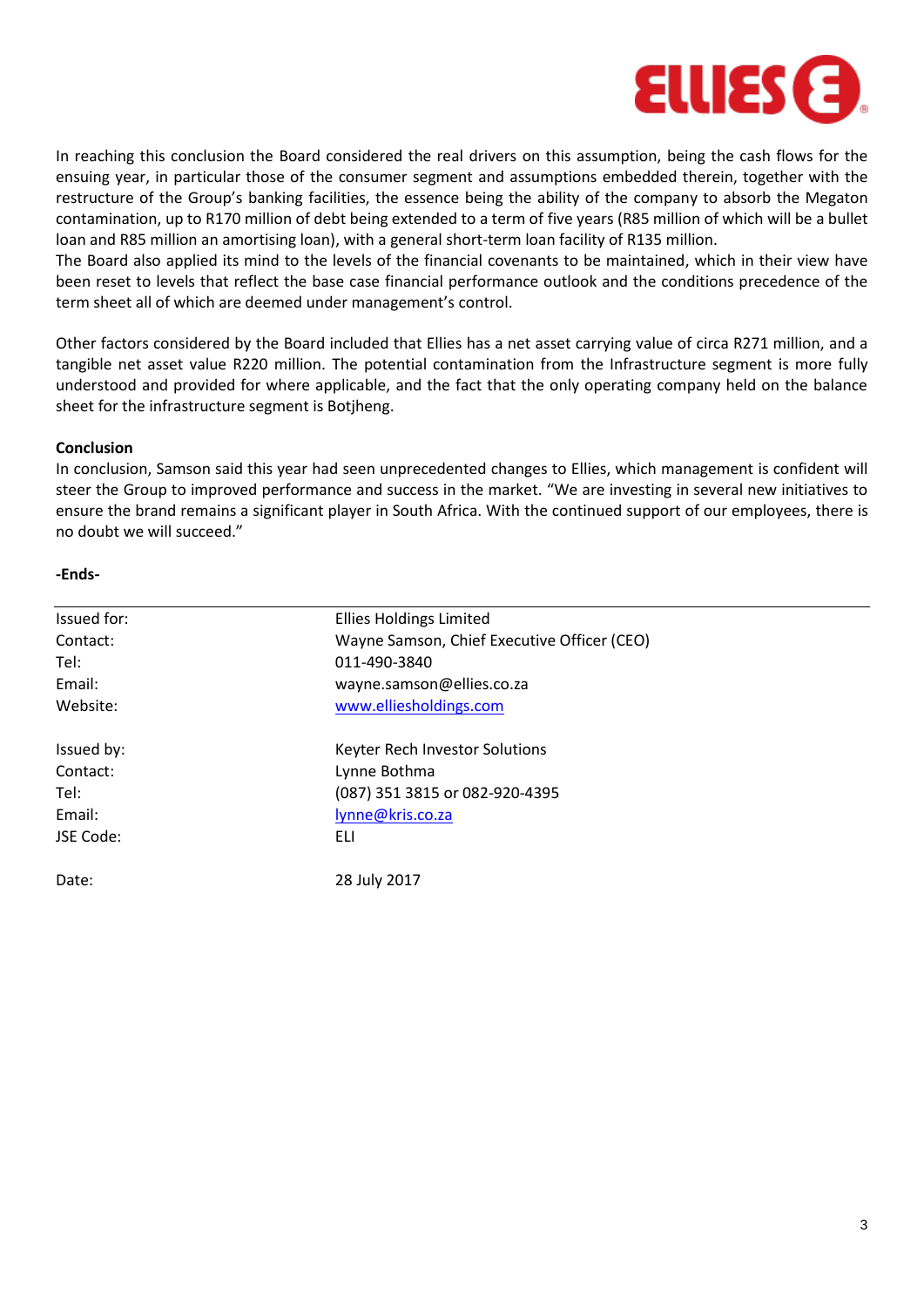In reaching this conclusion the Board considered the real drivers on this assumption, being the cash flows for the ensuing year, in particular those of the consumer segment and assumptions embedded therein, together with the restructure of the Group's banking facilities, the essence being the ability of the company to absorb the Megaton contamination, up to R170 million of debt being extended to a term of five years (R85 million of which will be a bullet loan and R85 million an amortising loan), with a general short-term loan facility of R135 million.
The Board also applied its mind to the levels of the financial covenants to be maintained, which in their view have been reset to levels that reflect the base case financial performance outlook and the conditions precedence of the term sheet all of which are deemed under management's control.

Other factors considered by the Board included that Ellies has a net asset carrying value of circa R271 million, and a tangible net asset value R220 million. The potential contamination from the Infrastructure segment is more fully understood and provided for where applicable, and the fact that the only operating company held on the balance sheet for the infrastructure segment is Botjheng.

**Conclusion**

In conclusion, Samson said this year had seen unprecedented changes to Ellies, which management is confident will steer the Group to improved performance and success in the market. "We are investing in several new initiatives to ensure the brand remains a significant player in South Africa. With the continued support of our employees, there is no doubt we will succeed."

**-Ends-**

| | |
|---|---|
| Issued for: | Ellies Holdings Limited |
| Contact: | Wayne Samson, Chief Executive Officer (CEO) |
| Tel: | 011-490-3840 |
| Email: | wayne.samson@ellies.co.za |
| Website: | www.elliesholdings.com |
| | |
| Issued by: | Keyter Rech Investor Solutions |
| Contact: | Lynne Bothma |
| Tel: | (087) 351 3815 or 082-920-4395 |
| Email: | lynne@kris.co.za |
| JSE Code: | ELI |
| | |
| Date: | 28 July 2017 |